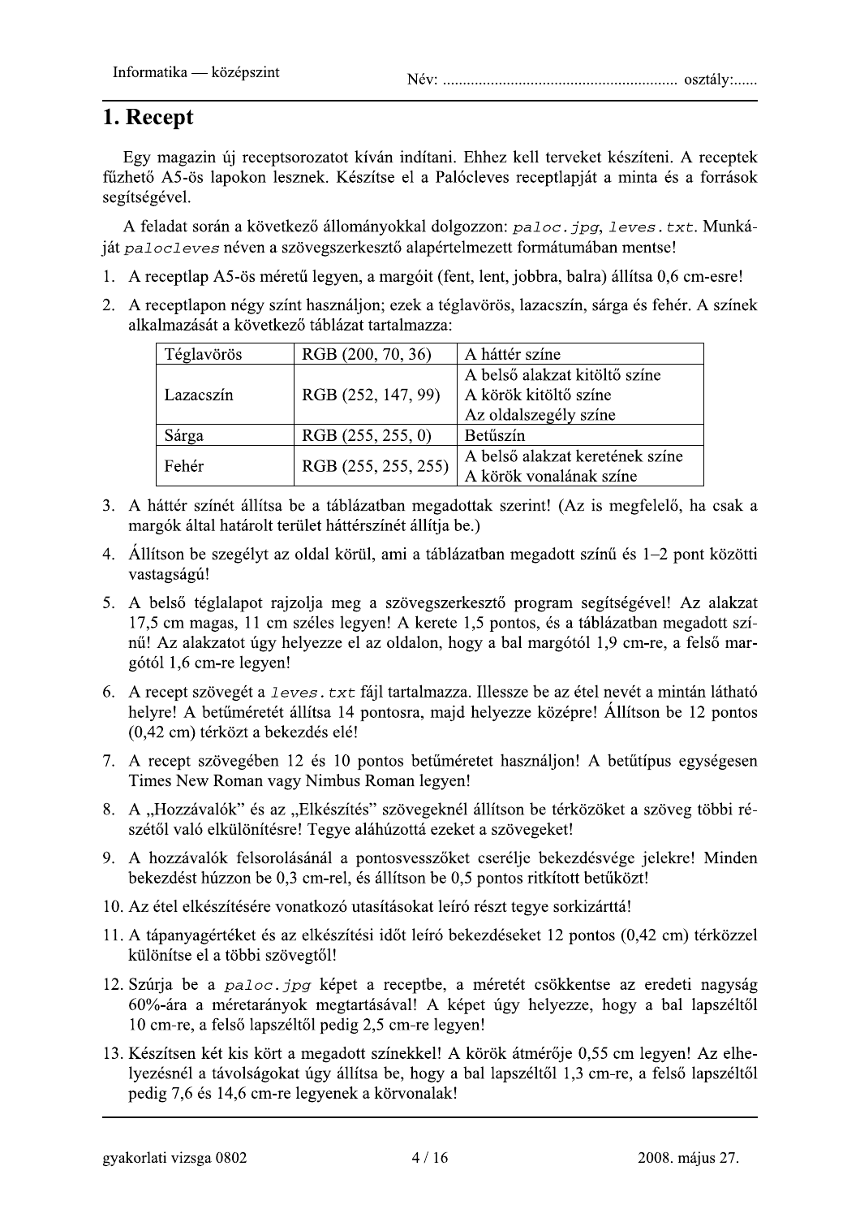# 1. Recept

Egy magazin új receptsorozatot kíván indítani. Ehhez kell terveket készíteni. A receptek fűzhető A5-ös lapokon lesznek. Készítse el a Palócleves receptlapját a minta és a források segítségével.

A feladat során a következő állományokkal dolgozzon: *paloc.jpg*, *leves.txt*. Munkáját *palocleves* néven a szövegszerkesztő alapértelmezett formátumában mentse!

1. A receptlap A5-ös méretű legyen, a margóit (fent, lent, jobbra, balra) állítsa 0,6 cm-esre!
2. A receptlapon négy színt használjon; ezek a téglavörös, lazacszín, sárga és fehér. A színek alkalmazását a következő táblázat tartalmazza:

| Téglavörös | RGB (200, 70, 36) | A háttér színe |
|---|---|---|
| Lazacszín | RGB (252, 147, 99) | A belső alakzat kitöltő színe<br>A körök kitöltő színe<br>Az oldalszegély színe |
| Sárga | RGB (255, 255, 0) | Betűszín |
| Fehér | RGB (255, 255, 255) | A belső alakzat keretének színe<br>A körök vonalának színe |

3. A háttér színét állítsa be a táblázatban megadottak szerint! (Az is megfelelő, ha csak a margók által határolt terület háttérszínét állítja be.)
4. Állítson be szegélyt az oldal körül, ami a táblázatban megadott színű és 1–2 pont közötti vastagságú!
5. A belső téglalapot rajzolja meg a szövegszerkesztő program segítségével! Az alakzat 17,5 cm magas, 11 cm széles legyen! A kerete 1,5 pontos, és a táblázatban megadott színű! Az alakzatot úgy helyezze el az oldalon, hogy a bal margótól 1,9 cm-re, a felső margótól 1,6 cm-re legyen!
6. A recept szövegét a *leves.txt* fájl tartalmazza. Illessze be az étel nevét a mintán látható helyre! A betűméretét állítsa 14 pontosra, majd helyezze középre! Állítson be 12 pontos (0,42 cm) térközt a bekezdés elé!
7. A recept szövegében 12 és 10 pontos betűméretet használjon! A betűtípus egységesen Times New Roman vagy Nimbus Roman legyen!
8. A „Hozzávalók" és az „Elkészítés" szövegeknél állítson be térközöket a szöveg többi részétől való elkülönítésre! Tegye aláhúzottá ezeket a szövegeket!
9. A hozzávalók felsorolásánál a pontosvesszőket cserélje bekezdésvége jelekre! Minden bekezdést húzzon be 0,3 cm-rel, és állítson be 0,5 pontos ritkított betűközt!
10. Az étel elkészítésére vonatkozó utasításokat leíró részt tegye sorkizárttá!
11. A tápanyagértéket és az elkészítési időt leíró bekezdéseket 12 pontos (0,42 cm) térközzel különítse el a többi szövegtől!
12. Szúrja be a *paloc.jpg* képet a receptbe, a méretét csökkentse az eredeti nagyság 60%-ára a méretarányok megtartásával! A képet úgy helyezze, hogy a bal lapszéltől 10 cm-re, a felső lapszéltől pedig 2,5 cm-re legyen!
13. Készítsen két kis kört a megadott színekkel! A körök átmérője 0,55 cm legyen! Az elhelyezésnél a távolságokat úgy állítsa be, hogy a bal lapszéltől 1,3 cm-re, a felső lapszéltől pedig 7,6 és 14,6 cm-re legyenek a körvonalak!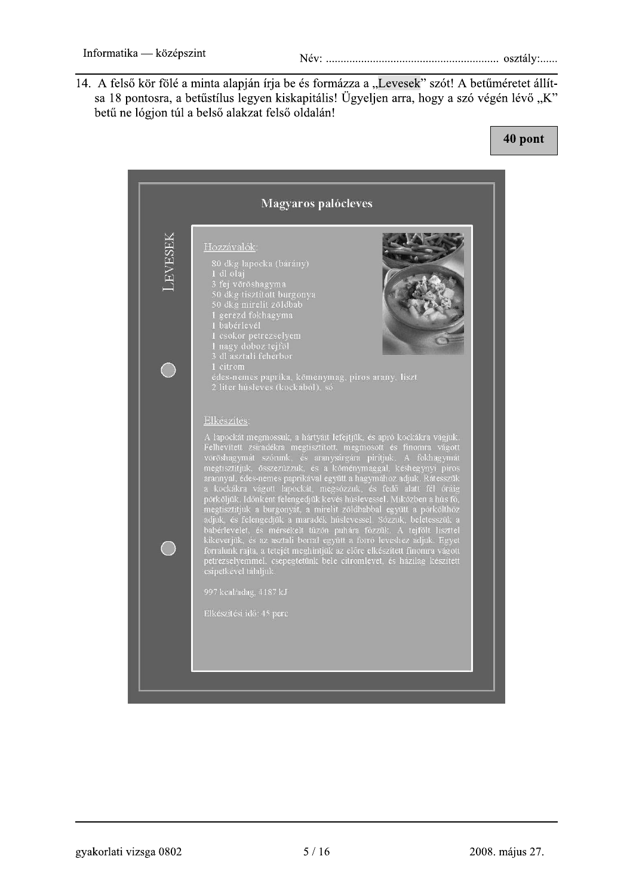14. A felső kör fölé a minta alapján írja be és formázza a „Levesek” szót! A betűméretet állítsa 18 pontosra, a betűstílus legyen kiskapitális! Ügyeljen arra, hogy a szó végén lévő „K” betű ne lógjon túl a belső alakzat felső oldalán!

**40 pont**

LEVESEK

**Magyaros palócleves**

Hozzávalók:

80 dkg lapocka (bárány)
1 dl olaj
3 fej vöröshagyma
50 dkg tisztított burgonya
50 dkg mirelit zöldbab
1 gerezd fokhagyma
1 babérlevél
1 csokor petrezselyem
1 nagy doboz tejföl
3 dl asztali fehérbor
1 citrom
édes-nemes paprika, köménymag, piros arany, liszt
2 liter húsleves (kockából), só

Elkészítés:

A lapockát megmossuk, a hártyáit lefejtjük, és apró kockákra vágjuk. Felhevített zsiradékra megtisztított, megmosott és finomra vágott vöröshagymát szórunk, és aranysárgára pirítjuk. A fokhagymát megtisztítjuk, összezúzzuk, és a köménymaggal, késhegynyi piros arannyal, édes-nemes paprikával együtt a hagymához adjuk. Rátesszük a kockákra vágott lapockát, megsózzuk, és fedő alatt fél óráig pörköljük. Időnként felengedjük kevés húslevessel. Miközben a hús fő, megtisztítjuk a burgonyát, a mirelit zöldbabbal együtt a pörkölthöz adjuk, és felengedjük a maradék húslevessel. Sózzuk, beletesszük a babérlevelet, és mérsékelt tűzön puhára főzzük. A tejfölt liszttel kikeverjük, és az asztali borral együtt a forró leveshez adjuk. Egyet forralunk rajta, a tetejét meghintjük az előre elkészített finomra vágott petrezselyemmel, csepegtetünk bele citromlevet, és házilag készített csipetkével tálaljuk.

997 kcal/adag, 4187 kJ

Elkészítési idő: 45 perc